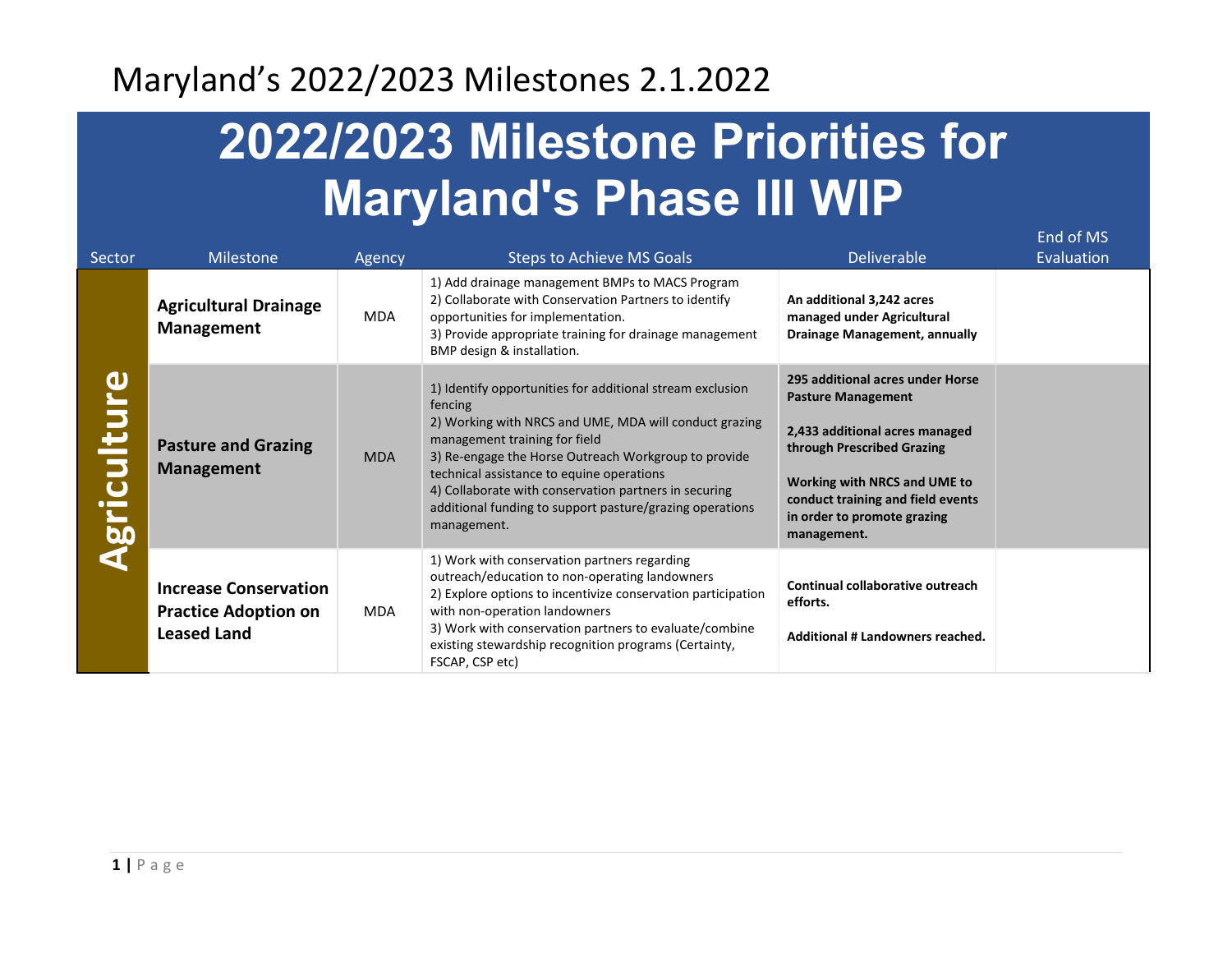# Maryland's 2022/2023 Milestones 2.1.2022

## 2022/2023 Milestone Priorities for Maryland's Phase III WIP

| Sector | Milestone | Agency | Steps to Achieve MS Goals | Deliverable | End of MS Evaluation |
|---|---|---|---|---|---|
| Agriculture | **Agricultural Drainage Management** | MDA | 1) Add drainage management BMPs to MACS Program<br>2) Collaborate with Conservation Partners to identify opportunities for implementation.<br>3) Provide appropriate training for drainage management BMP design & installation. | **An additional 3,242 acres managed under Agricultural Drainage Management, annually** | |
| | **Pasture and Grazing Management** | MDA | 1) Identify opportunities for additional stream exclusion fencing<br>2) Working with NRCS and UME, MDA will conduct grazing management training for field<br>3) Re-engage the Horse Outreach Workgroup to provide technical assistance to equine operations<br>4) Collaborate with conservation partners in securing additional funding to support pasture/grazing operations management. | **295 additional acres under Horse Pasture Management**<br><br>**2,433 additional acres managed through Prescribed Grazing**<br><br>**Working with NRCS and UME to conduct training and field events in order to promote grazing management.** | |
| | **Increase Conservation Practice Adoption on Leased Land** | MDA | 1) Work with conservation partners regarding outreach/education to non-operating landowners<br>2) Explore options to incentivize conservation participation with non-operation landowners<br>3) Work with conservation partners to evaluate/combine existing stewardship recognition programs (Certainty, FSCAP, CSP etc) | **Continual collaborative outreach efforts.**<br><br>**Additional # Landowners reached.** | |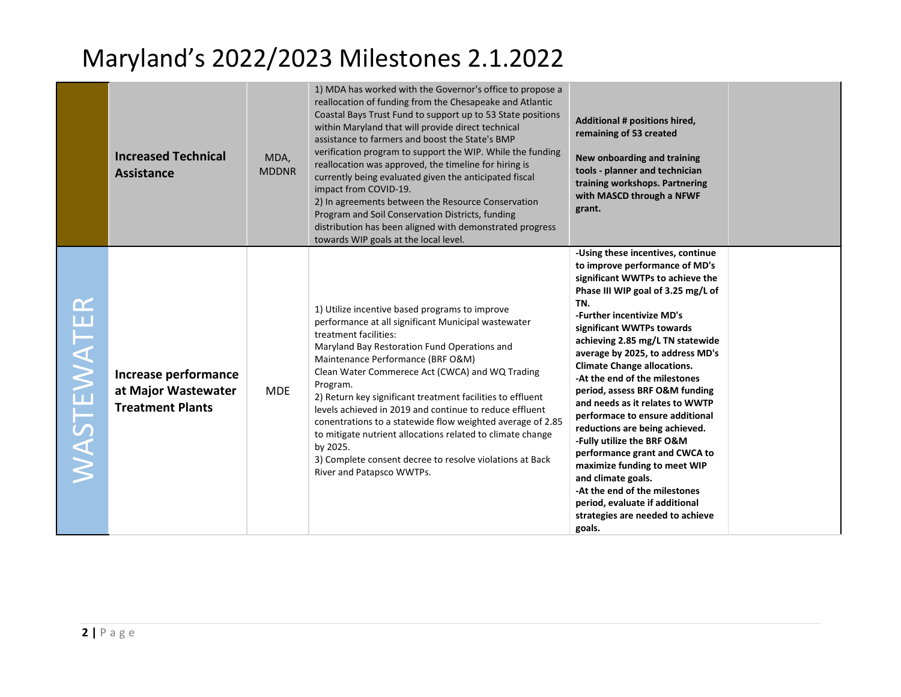# Maryland's 2022/2023 Milestones 2.1.2022

| | | | | | |
|---|---|---|---|---|---|
| | **Increased Technical Assistance** | MDA, MDDNR | 1) MDA has worked with the Governor's office to propose a reallocation of funding from the Chesapeake and Atlantic Coastal Bays Trust Fund to support up to 53 State positions within Maryland that will provide direct technical assistance to farmers and boost the State's BMP verification program to support the WIP. While the funding reallocation was approved, the timeline for hiring is currently being evaluated given the anticipated fiscal impact from COVID-19.<br>2) In agreements between the Resource Conservation Program and Soil Conservation Districts, funding distribution has been aligned with demonstrated progress towards WIP goals at the local level. | **Additional # positions hired, remaining of 53 created**<br><br>**New onboarding and training tools - planner and technician training workshops. Partnering with MASCD through a NFWF grant.** | |
| WASTEWATER | **Increase performance at Major Wastewater Treatment Plants** | MDE | 1) Utilize incentive based programs to improve performance at all significant Municipal wastewater treatment facilities:<br>Maryland Bay Restoration Fund Operations and Maintenance Performance (BRF O&M)<br>Clean Water Commerece Act (CWCA) and WQ Trading Program.<br>2) Return key significant treatment facilities to effluent levels achieved in 2019 and continue to reduce effluent conentrations to a statewide flow weighted average of 2.85 to mitigate nutrient allocations related to climate change by 2025.<br>3) Complete consent decree to resolve violations at Back River and Patapsco WWTPs. | **-Using these incentives, continue to improve performance of MD's significant WWTPs to achieve the Phase III WIP goal of 3.25 mg/L of TN.**<br>**-Further incentivize MD's significant WWTPs towards achieving 2.85 mg/L TN statewide average by 2025, to address MD's Climate Change allocations.**<br>**-At the end of the milestones period, assess BRF O&M funding and needs as it relates to WWTP performace to ensure additional reductions are being achieved.**<br>**-Fully utilize the BRF O&M performance grant and CWCA to maximize funding to meet WIP and climate goals.**<br>**-At the end of the milestones period, evaluate if additional strategies are needed to achieve goals.** | |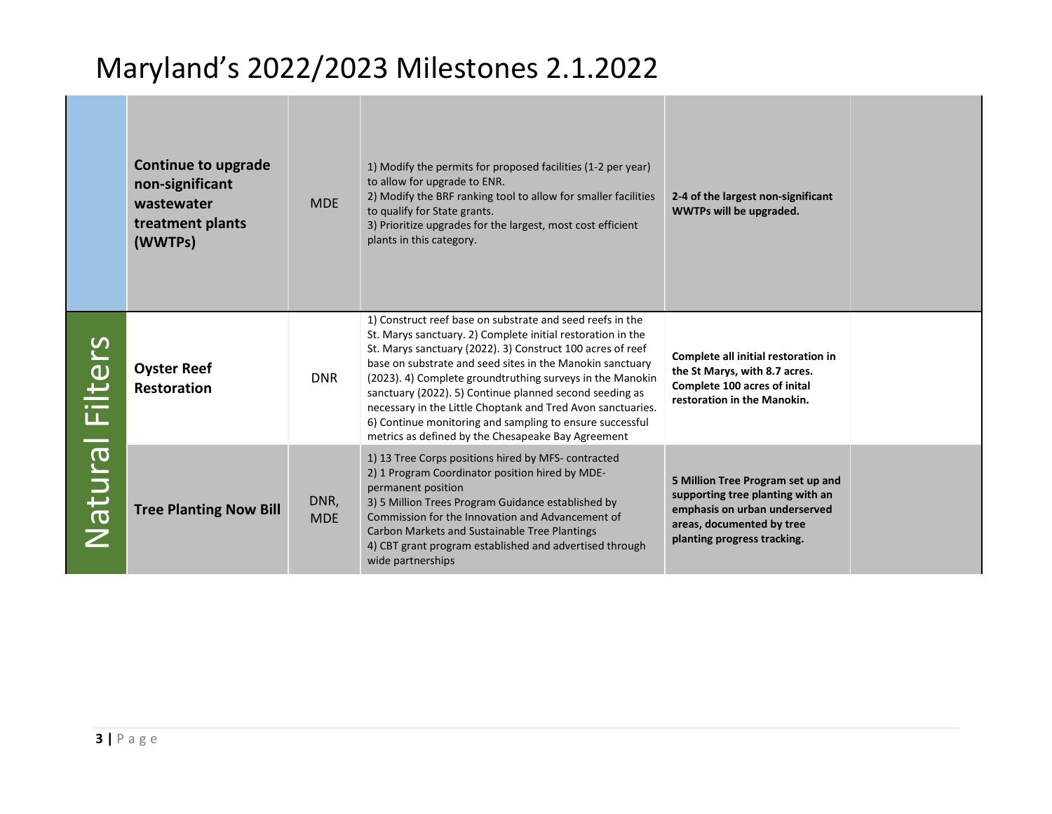# Maryland's 2022/2023 Milestones 2.1.2022

| | | | | | |
|---|---|---|---|---|---|
| | **Continue to upgrade non-significant wastewater treatment plants (WWTPs)** | MDE | 1) Modify the permits for proposed facilities (1-2 per year) to allow for upgrade to ENR.<br>2) Modify the BRF ranking tool to allow for smaller facilities to qualify for State grants.<br>3) Prioritize upgrades for the largest, most cost efficient plants in this category. | **2-4 of the largest non-significant WWTPs will be upgraded.** | |
| Natural Filters | **Oyster Reef Restoration** | DNR | 1) Construct reef base on substrate and seed reefs in the St. Marys sanctuary. 2) Complete initial restoration in the St. Marys sanctuary (2022). 3) Construct 100 acres of reef base on substrate and seed sites in the Manokin sanctuary (2023). 4) Complete groundtruthing surveys in the Manokin sanctuary (2022). 5) Continue planned second seeding as necessary in the Little Choptank and Tred Avon sanctuaries. 6) Continue monitoring and sampling to ensure successful metrics as defined by the Chesapeake Bay Agreement | **Complete all initial restoration in the St Marys, with 8.7 acres. Complete 100 acres of inital restoration in the Manokin.** | |
| Natural Filters | **Tree Planting Now Bill** | DNR, MDE | 1) 13 Tree Corps positions hired by MFS- contracted<br>2) 1 Program Coordinator position hired by MDE- permanent position<br>3) 5 Million Trees Program Guidance established by Commission for the Innovation and Advancement of Carbon Markets and Sustainable Tree Plantings<br>4) CBT grant program established and advertised through wide partnerships | **5 Million Tree Program set up and supporting tree planting with an emphasis on urban underserved areas, documented by tree planting progress tracking.** | |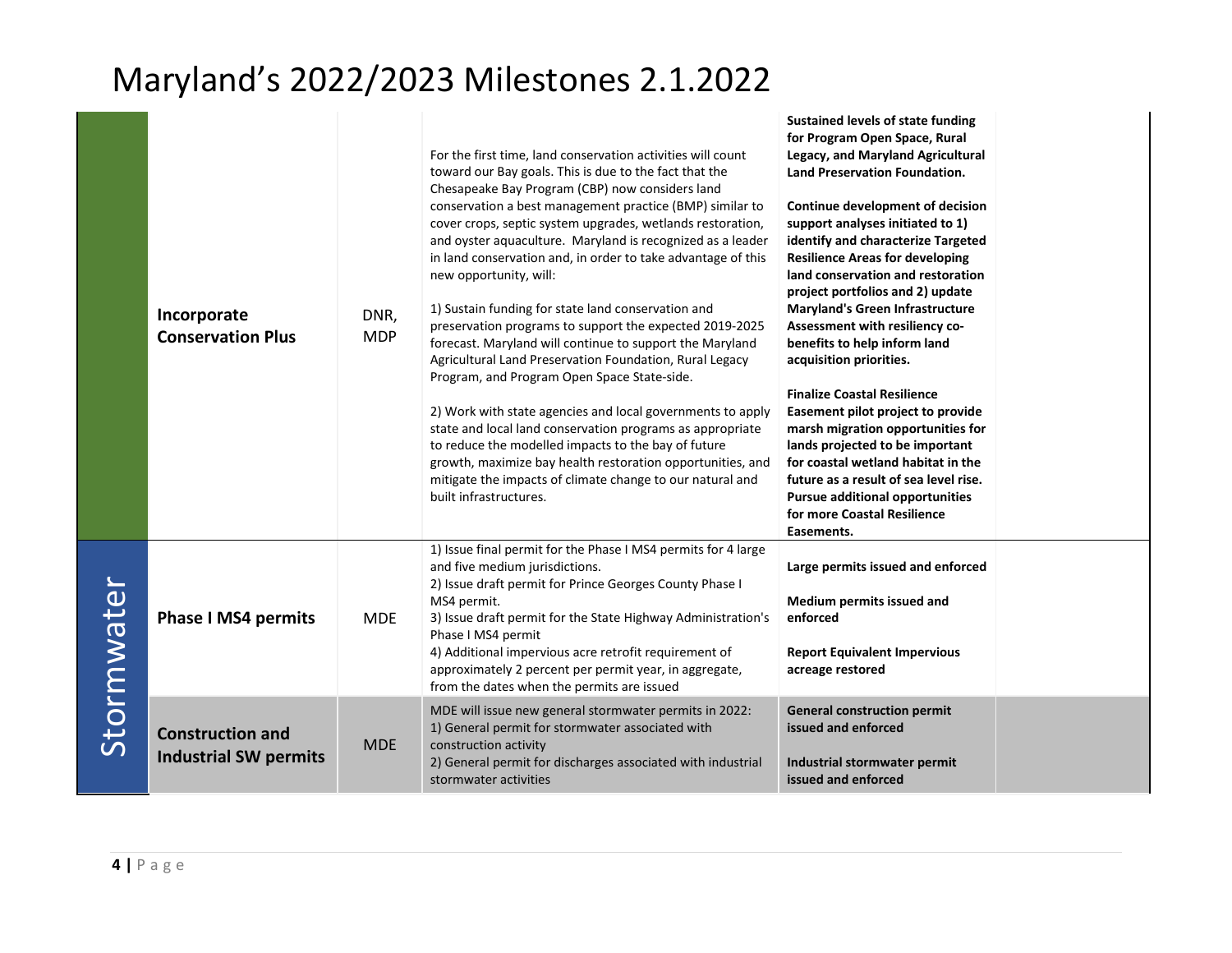# Maryland's 2022/2023 Milestones 2.1.2022

| | | | | | |
|---|---|---|---|---|---|
| | **Incorporate Conservation Plus** | DNR, MDP | For the first time, land conservation activities will count toward our Bay goals. This is due to the fact that the Chesapeake Bay Program (CBP) now considers land conservation a best management practice (BMP) similar to cover crops, septic system upgrades, wetlands restoration, and oyster aquaculture. Maryland is recognized as a leader in land conservation and, in order to take advantage of this new opportunity, will:<br><br>1) Sustain funding for state land conservation and preservation programs to support the expected 2019-2025 forecast. Maryland will continue to support the Maryland Agricultural Land Preservation Foundation, Rural Legacy Program, and Program Open Space State-side.<br><br>2) Work with state agencies and local governments to apply state and local land conservation programs as appropriate to reduce the modelled impacts to the bay of future growth, maximize bay health restoration opportunities, and mitigate the impacts of climate change to our natural and built infrastructures. | **Sustained levels of state funding for Program Open Space, Rural Legacy, and Maryland Agricultural Land Preservation Foundation.**<br><br>**Continue development of decision support analyses initiated to 1) identify and characterize Targeted Resilience Areas for developing land conservation and restoration project portfolios and 2) update Maryland's Green Infrastructure Assessment with resiliency co-benefits to help inform land acquisition priorities.**<br><br>**Finalize Coastal Resilience Easement pilot project to provide marsh migration opportunities for lands projected to be important for coastal wetland habitat in the future as a result of sea level rise. Pursue additional opportunities for more Coastal Resilience Easements.** | |
| Stormwater | **Phase I MS4 permits** | MDE | 1) Issue final permit for the Phase I MS4 permits for 4 large and five medium jurisdictions.<br>2) Issue draft permit for Prince Georges County Phase I MS4 permit.<br>3) Issue draft permit for the State Highway Administration's Phase I MS4 permit<br>4) Additional impervious acre retrofit requirement of approximately 2 percent per permit year, in aggregate, from the dates when the permits are issued | **Large permits issued and enforced**<br><br>**Medium permits issued and enforced**<br><br>**Report Equivalent Impervious acreage restored** | |
| Stormwater | **Construction and Industrial SW permits** | MDE | MDE will issue new general stormwater permits in 2022:<br>1) General permit for stormwater associated with construction activity<br>2) General permit for discharges associated with industrial stormwater activities | **General construction permit issued and enforced**<br><br>**Industrial stormwater permit issued and enforced** | |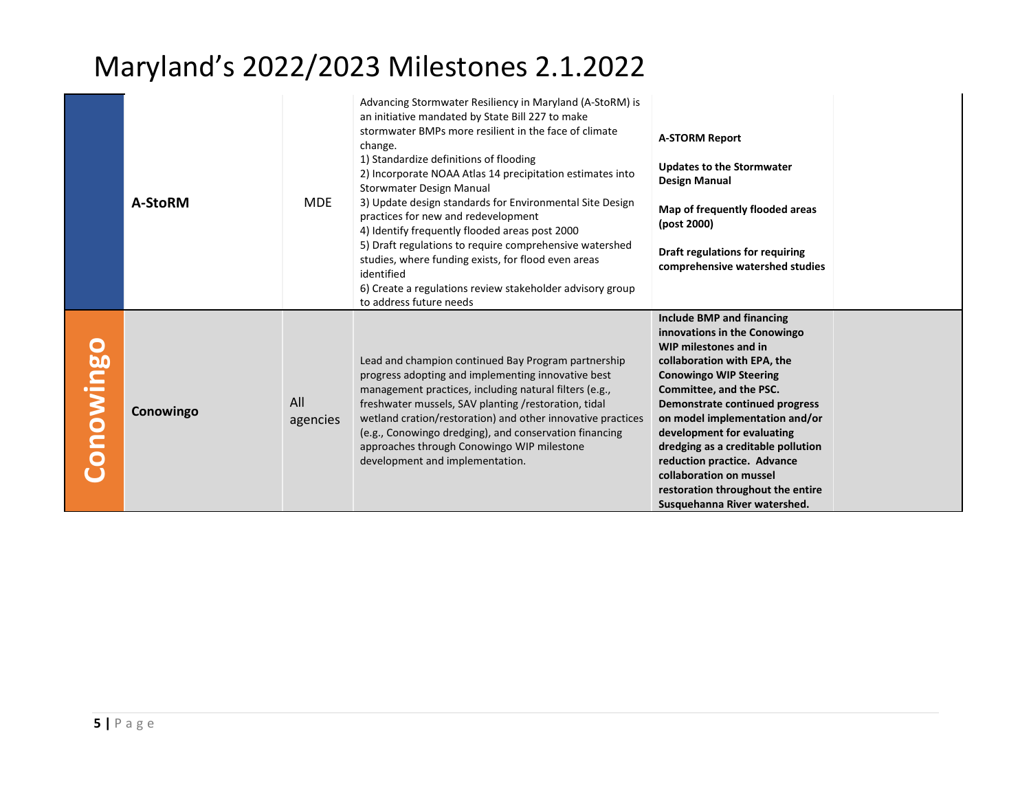# Maryland's 2022/2023 Milestones 2.1.2022

| | | | | | |
|---|---|---|---|---|---|
| | **A-StoRM** | MDE | Advancing Stormwater Resiliency in Maryland (A-StoRM) is an initiative mandated by State Bill 227 to make stormwater BMPs more resilient in the face of climate change.<br>1) Standardize definitions of flooding<br>2) Incorporate NOAA Atlas 14 precipitation estimates into Storwmater Design Manual<br>3) Update design standards for Environmental Site Design practices for new and redevelopment<br>4) Identify frequently flooded areas post 2000<br>5) Draft regulations to require comprehensive watershed studies, where funding exists, for flood even areas identified<br>6) Create a regulations review stakeholder advisory group to address future needs | **A-STORM Report**<br><br>**Updates to the Stormwater Design Manual**<br><br>**Map of frequently flooded areas (post 2000)**<br><br>**Draft regulations for requiring comprehensive watershed studies** | |
| **Conowingo** | **Conowingo** | All agencies | Lead and champion continued Bay Program partnership progress adopting and implementing innovative best management practices, including natural filters (e.g., freshwater mussels, SAV planting /restoration, tidal wetland cration/restoration) and other innovative practices (e.g., Conowingo dredging), and conservation financing approaches through Conowingo WIP milestone development and implementation. | **Include BMP and financing innovations in the Conowingo WIP milestones and in collaboration with EPA, the Conowingo WIP Steering Committee, and the PSC. Demonstrate continued progress on model implementation and/or development for evaluating dredging as a creditable pollution reduction practice. Advance collaboration on mussel restoration throughout the entire Susquehanna River watershed.** | |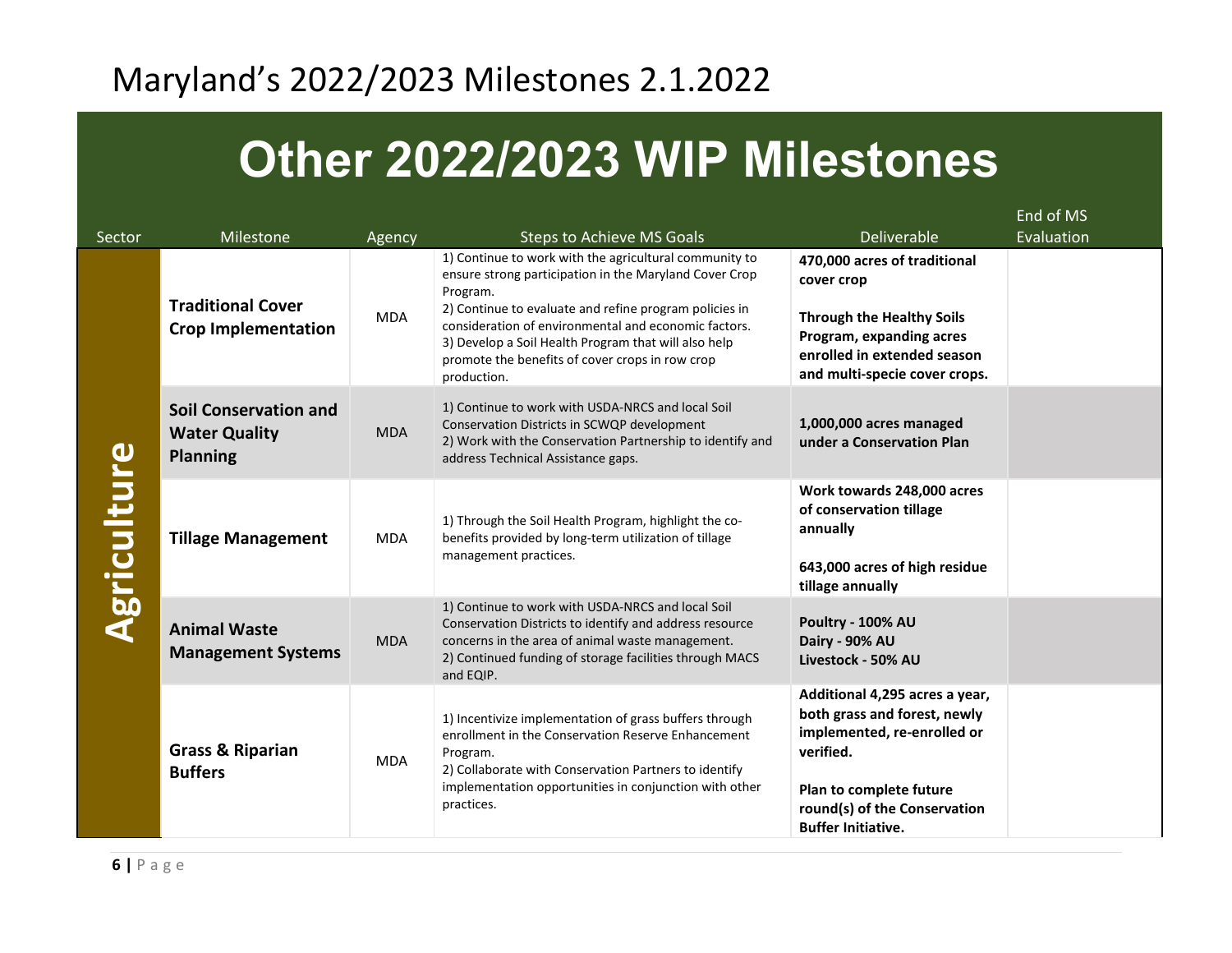# Maryland's 2022/2023 Milestones 2.1.2022

## Other 2022/2023 WIP Milestones

| Sector | Milestone | Agency | Steps to Achieve MS Goals | Deliverable | End of MS Evaluation |
|---|---|---|---|---|---|
| Agriculture | **Traditional Cover Crop Implementation** | MDA | 1) Continue to work with the agricultural community to ensure strong participation in the Maryland Cover Crop Program.<br>2) Continue to evaluate and refine program policies in consideration of environmental and economic factors.<br>3) Develop a Soil Health Program that will also help promote the benefits of cover crops in row crop production. | **470,000 acres of traditional cover crop**<br><br>**Through the Healthy Soils Program, expanding acres enrolled in extended season and multi-specie cover crops.** | |
| | **Soil Conservation and Water Quality Planning** | MDA | 1) Continue to work with USDA-NRCS and local Soil Conservation Districts in SCWQP development<br>2) Work with the Conservation Partnership to identify and address Technical Assistance gaps. | **1,000,000 acres managed under a Conservation Plan** | |
| | **Tillage Management** | MDA | 1) Through the Soil Health Program, highlight the co-benefits provided by long-term utilization of tillage management practices. | **Work towards 248,000 acres of conservation tillage annually**<br><br>**643,000 acres of high residue tillage annually** | |
| | **Animal Waste Management Systems** | MDA | 1) Continue to work with USDA-NRCS and local Soil Conservation Districts to identify and address resource concerns in the area of animal waste management.<br>2) Continued funding of storage facilities through MACS and EQIP. | **Poultry - 100% AU**<br>**Dairy - 90% AU**<br>**Livestock - 50% AU** | |
| | **Grass & Riparian Buffers** | MDA | 1) Incentivize implementation of grass buffers through enrollment in the Conservation Reserve Enhancement Program.<br>2) Collaborate with Conservation Partners to identify implementation opportunities in conjunction with other practices. | **Additional 4,295 acres a year, both grass and forest, newly implemented, re-enrolled or verified.**<br><br>**Plan to complete future round(s) of the Conservation Buffer Initiative.** | |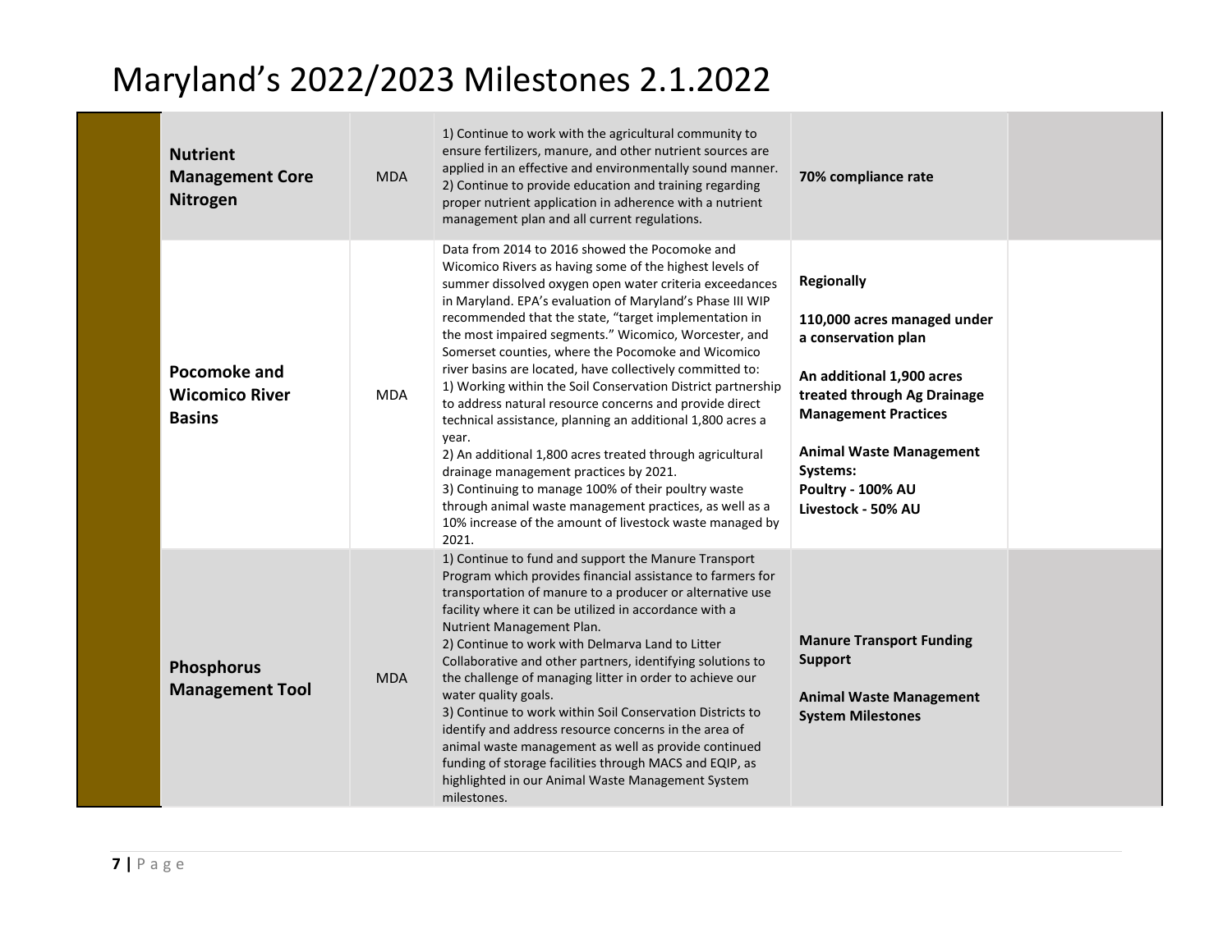# Maryland's 2022/2023 Milestones 2.1.2022

| | | | | | |
|---|---|---|---|---|---|
| | **Nutrient Management Core Nitrogen** | MDA | 1) Continue to work with the agricultural community to ensure fertilizers, manure, and other nutrient sources are applied in an effective and environmentally sound manner.<br>2) Continue to provide education and training regarding proper nutrient application in adherence with a nutrient management plan and all current regulations. | **70% compliance rate** | |
| | **Pocomoke and Wicomico River Basins** | MDA | Data from 2014 to 2016 showed the Pocomoke and Wicomico Rivers as having some of the highest levels of summer dissolved oxygen open water criteria exceedances in Maryland. EPA's evaluation of Maryland's Phase III WIP recommended that the state, "target implementation in the most impaired segments." Wicomico, Worcester, and Somerset counties, where the Pocomoke and Wicomico river basins are located, have collectively committed to:<br>1) Working within the Soil Conservation District partnership to address natural resource concerns and provide direct technical assistance, planning an additional 1,800 acres a year.<br>2) An additional 1,800 acres treated through agricultural drainage management practices by 2021.<br>3) Continuing to manage 100% of their poultry waste through animal waste management practices, as well as a 10% increase of the amount of livestock waste managed by 2021. | **Regionally**<br><br>**110,000 acres managed under a conservation plan**<br><br>**An additional 1,900 acres treated through Ag Drainage Management Practices**<br><br>**Animal Waste Management Systems:**<br>**Poultry - 100% AU**<br>**Livestock - 50% AU** | |
| | **Phosphorus Management Tool** | MDA | 1) Continue to fund and support the Manure Transport Program which provides financial assistance to farmers for transportation of manure to a producer or alternative use facility where it can be utilized in accordance with a Nutrient Management Plan.<br>2) Continue to work with Delmarva Land to Litter Collaborative and other partners, identifying solutions to the challenge of managing litter in order to achieve our water quality goals.<br>3) Continue to work within Soil Conservation Districts to identify and address resource concerns in the area of animal waste management as well as provide continued funding of storage facilities through MACS and EQIP, as highlighted in our Animal Waste Management System milestones. | **Manure Transport Funding Support**<br><br>**Animal Waste Management System Milestones** | |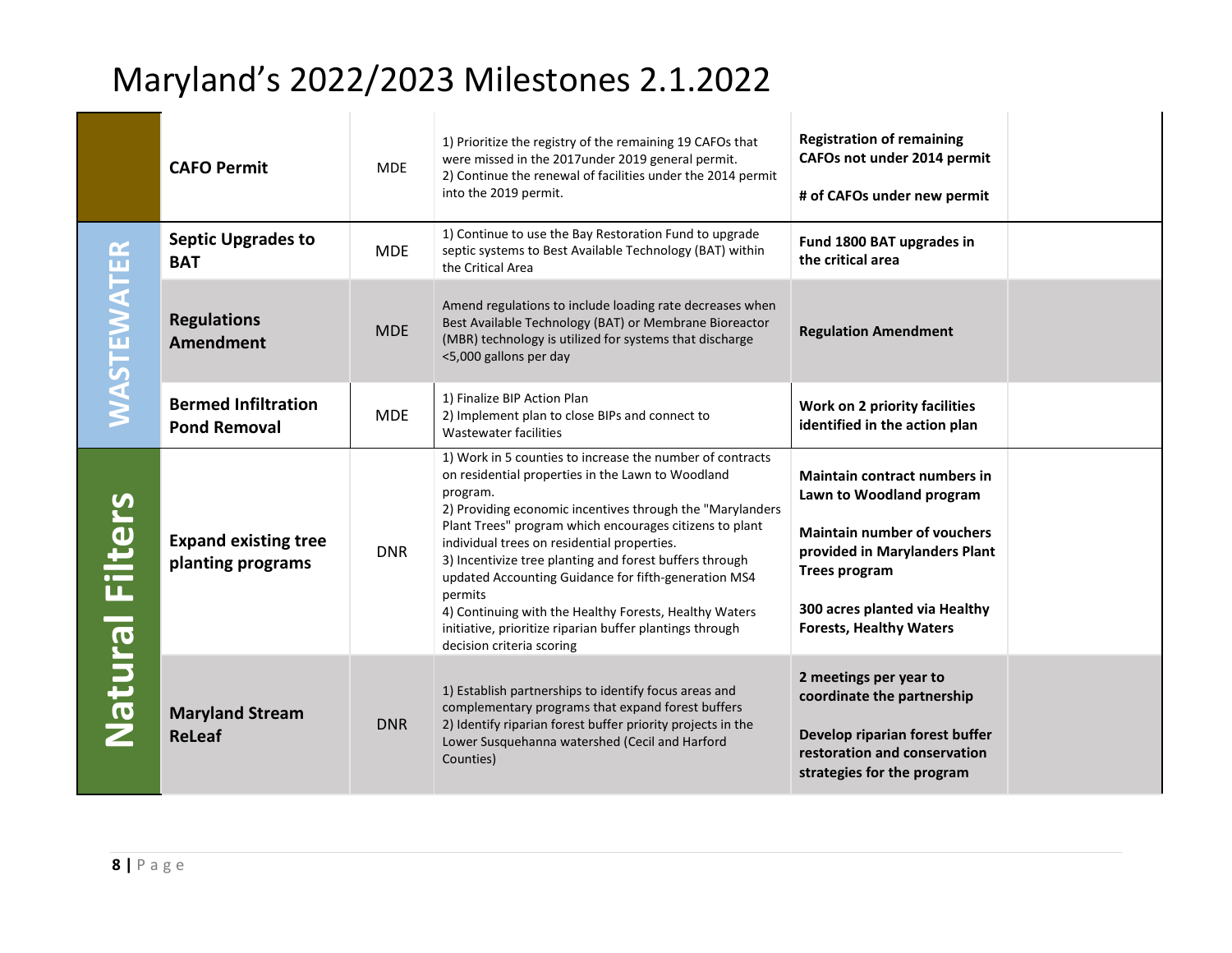# Maryland's 2022/2023 Milestones 2.1.2022

| Sector | Milestone | Agency | Actions | Metrics | |
|---|---|---|---|---|---|
| | **CAFO Permit** | MDE | 1) Prioritize the registry of the remaining 19 CAFOs that were missed in the 2017under 2019 general permit.<br>2) Continue the renewal of facilities under the 2014 permit into the 2019 permit. | **Registration of remaining CAFOs not under 2014 permit**<br><br>**# of CAFOs under new permit** | |
| WASTEWATER | **Septic Upgrades to BAT** | MDE | 1) Continue to use the Bay Restoration Fund to upgrade septic systems to Best Available Technology (BAT) within the Critical Area | **Fund 1800 BAT upgrades in the critical area** | |
| WASTEWATER | **Regulations Amendment** | MDE | Amend regulations to include loading rate decreases when Best Available Technology (BAT) or Membrane Bioreactor (MBR) technology is utilized for systems that discharge <5,000 gallons per day | **Regulation Amendment** | |
| WASTEWATER | **Bermed Infiltration Pond Removal** | MDE | 1) Finalize BIP Action Plan<br>2) Implement plan to close BIPs and connect to Wastewater facilities | **Work on 2 priority facilities identified in the action plan** | |
| Natural Filters | **Expand existing tree planting programs** | DNR | 1) Work in 5 counties to increase the number of contracts on residential properties in the Lawn to Woodland program.<br>2) Providing economic incentives through the "Marylanders Plant Trees" program which encourages citizens to plant individual trees on residential properties.<br>3) Incentivize tree planting and forest buffers through updated Accounting Guidance for fifth-generation MS4 permits<br>4) Continuing with the Healthy Forests, Healthy Waters initiative, prioritize riparian buffer plantings through decision criteria scoring | **Maintain contract numbers in Lawn to Woodland program**<br><br>**Maintain number of vouchers provided in Marylanders Plant Trees program**<br><br>**300 acres planted via Healthy Forests, Healthy Waters** | |
| Natural Filters | **Maryland Stream ReLeaf** | DNR | 1) Establish partnerships to identify focus areas and complementary programs that expand forest buffers<br>2) Identify riparian forest buffer priority projects in the Lower Susquehanna watershed (Cecil and Harford Counties) | **2 meetings per year to coordinate the partnership**<br><br>**Develop riparian forest buffer restoration and conservation strategies for the program** | |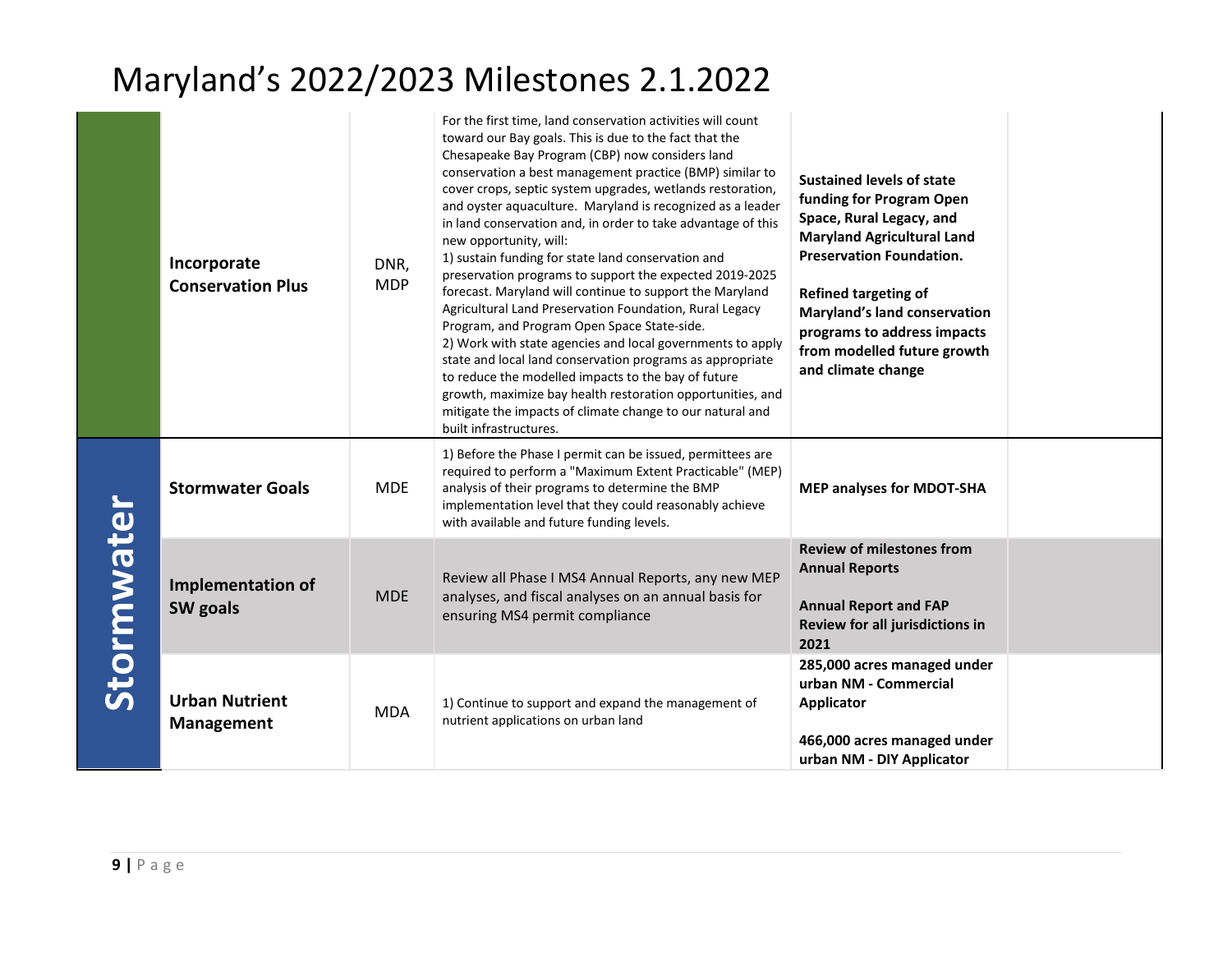# Maryland's 2022/2023 Milestones 2.1.2022

| | | | | | |
|---|---|---|---|---|---|
| | **Incorporate Conservation Plus** | DNR, MDP | For the first time, land conservation activities will count toward our Bay goals. This is due to the fact that the Chesapeake Bay Program (CBP) now considers land conservation a best management practice (BMP) similar to cover crops, septic system upgrades, wetlands restoration, and oyster aquaculture. Maryland is recognized as a leader in land conservation and, in order to take advantage of this new opportunity, will:<br>1) sustain funding for state land conservation and preservation programs to support the expected 2019-2025 forecast. Maryland will continue to support the Maryland Agricultural Land Preservation Foundation, Rural Legacy Program, and Program Open Space State-side.<br>2) Work with state agencies and local governments to apply state and local land conservation programs as appropriate to reduce the modelled impacts to the bay of future growth, maximize bay health restoration opportunities, and mitigate the impacts of climate change to our natural and built infrastructures. | **Sustained levels of state funding for Program Open Space, Rural Legacy, and Maryland Agricultural Land Preservation Foundation.**<br><br>**Refined targeting of Maryland's land conservation programs to address impacts from modelled future growth and climate change** | |
| **Stormwater** | **Stormwater Goals** | MDE | 1) Before the Phase I permit can be issued, permittees are required to perform a "Maximum Extent Practicable" (MEP) analysis of their programs to determine the BMP implementation level that they could reasonably achieve with available and future funding levels. | **MEP analyses for MDOT-SHA** | |
| | **Implementation of SW goals** | MDE | Review all Phase I MS4 Annual Reports, any new MEP analyses, and fiscal analyses on an annual basis for ensuring MS4 permit compliance | **Review of milestones from Annual Reports**<br><br>**Annual Report and FAP Review for all jurisdictions in 2021** | |
| | **Urban Nutrient Management** | MDA | 1) Continue to support and expand the management of nutrient applications on urban land | **285,000 acres managed under urban NM - Commercial Applicator**<br><br>**466,000 acres managed under urban NM - DIY Applicator** | |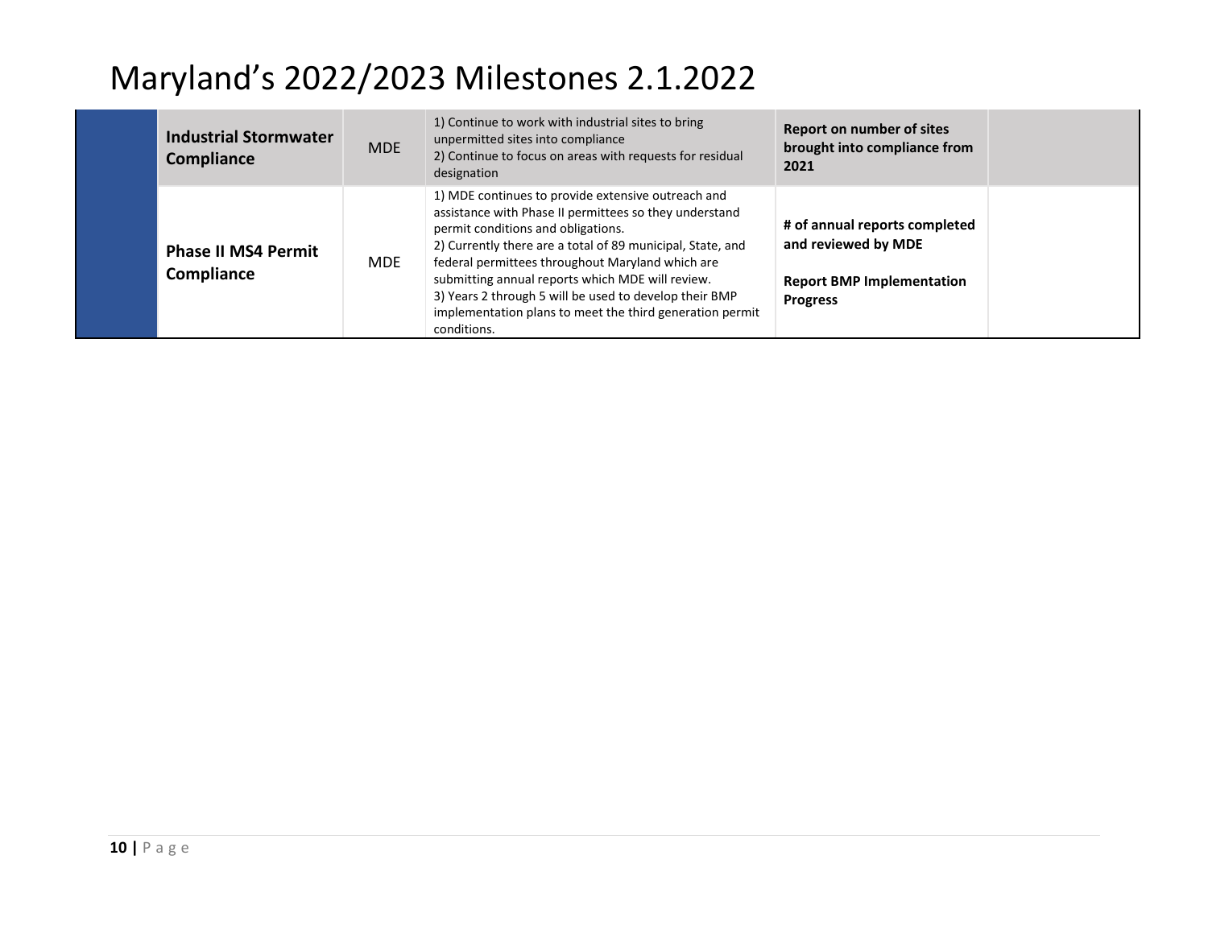# Maryland's 2022/2023 Milestones 2.1.2022

| | | | | | |
|---|---|---|---|---|---|
| | **Industrial Stormwater Compliance** | MDE | 1) Continue to work with industrial sites to bring unpermitted sites into compliance<br>2) Continue to focus on areas with requests for residual designation | **Report on number of sites brought into compliance from 2021** | |
| | **Phase II MS4 Permit Compliance** | MDE | 1) MDE continues to provide extensive outreach and assistance with Phase II permittees so they understand permit conditions and obligations.<br>2) Currently there are a total of 89 municipal, State, and federal permittees throughout Maryland which are submitting annual reports which MDE will review.<br>3) Years 2 through 5 will be used to develop their BMP implementation plans to meet the third generation permit conditions. | **# of annual reports completed and reviewed by MDE**<br><br>**Report BMP Implementation Progress** | |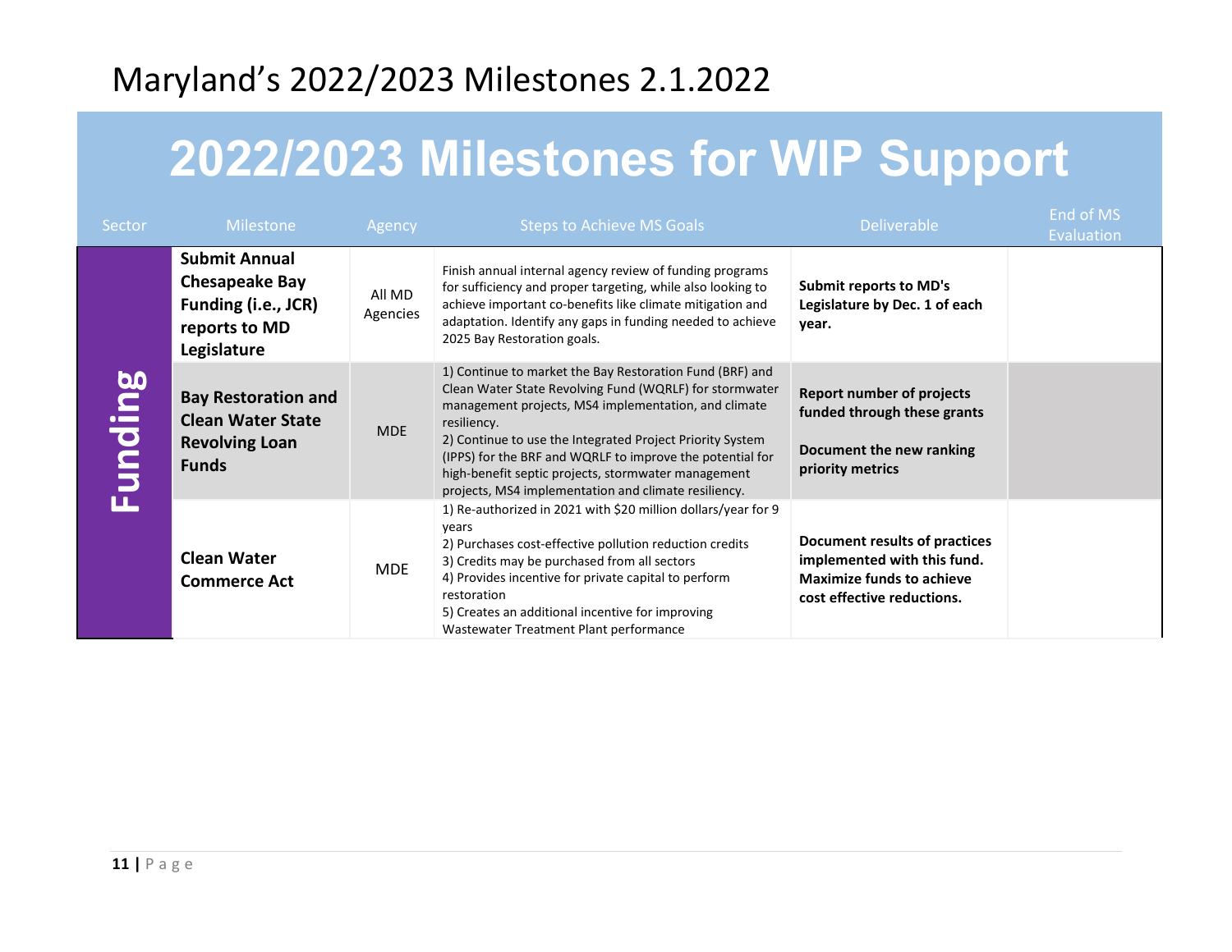# Maryland's 2022/2023 Milestones 2.1.2022

## 2022/2023 Milestones for WIP Support

| Sector | Milestone | Agency | Steps to Achieve MS Goals | Deliverable | End of MS Evaluation |
|---|---|---|---|---|---|
| Funding | **Submit Annual Chesapeake Bay Funding (i.e., JCR) reports to MD Legislature** | All MD Agencies | Finish annual internal agency review of funding programs for sufficiency and proper targeting, while also looking to achieve important co-benefits like climate mitigation and adaptation. Identify any gaps in funding needed to achieve 2025 Bay Restoration goals. | **Submit reports to MD's Legislature by Dec. 1 of each year.** | |
| | **Bay Restoration and Clean Water State Revolving Loan Funds** | MDE | 1) Continue to market the Bay Restoration Fund (BRF) and Clean Water State Revolving Fund (WQRLF) for stormwater management projects, MS4 implementation, and climate resiliency.<br>2) Continue to use the Integrated Project Priority System (IPPS) for the BRF and WQRLF to improve the potential for high-benefit septic projects, stormwater management projects, MS4 implementation and climate resiliency. | **Report number of projects funded through these grants**<br><br>**Document the new ranking priority metrics** | |
| | **Clean Water Commerce Act** | MDE | 1) Re-authorized in 2021 with $20 million dollars/year for 9 years<br>2) Purchases cost-effective pollution reduction credits<br>3) Credits may be purchased from all sectors<br>4) Provides incentive for private capital to perform restoration<br>5) Creates an additional incentive for improving Wastewater Treatment Plant performance | **Document results of practices implemented with this fund. Maximize funds to achieve cost effective reductions.** | |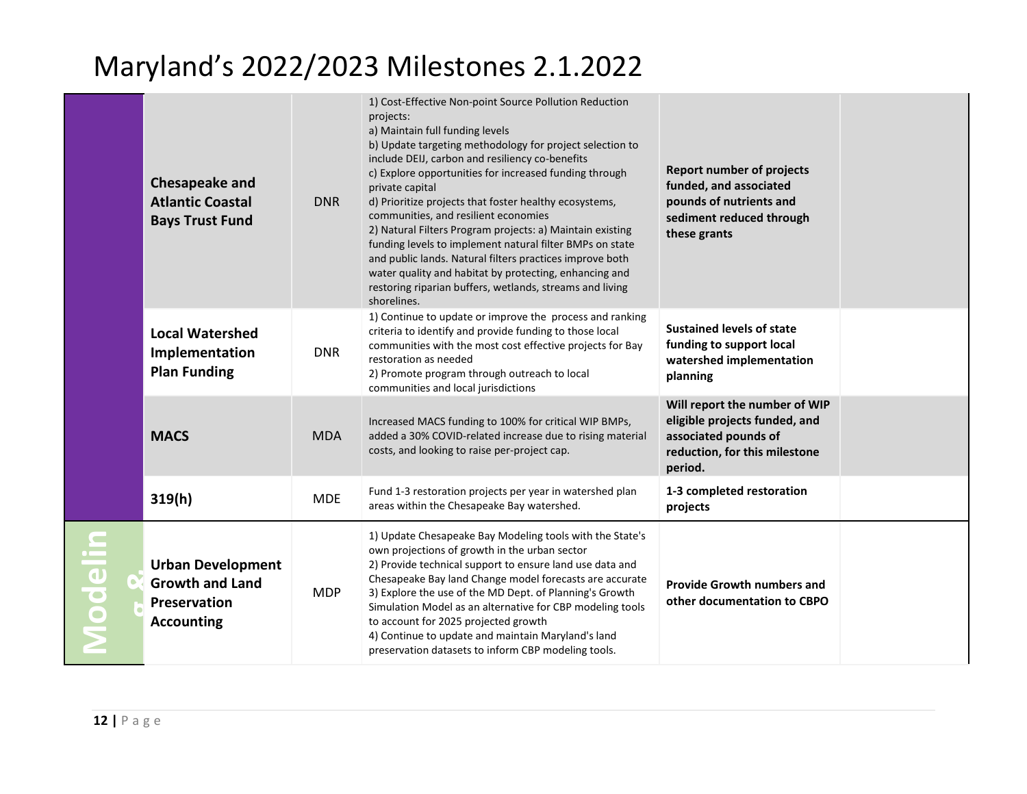# Maryland's 2022/2023 Milestones 2.1.2022

| | | | | | |
|---|---|---|---|---|---|
| | **Chesapeake and Atlantic Coastal Bays Trust Fund** | DNR | 1) Cost-Effective Non-point Source Pollution Reduction projects:<br>a) Maintain full funding levels<br>b) Update targeting methodology for project selection to include DEIJ, carbon and resiliency co-benefits<br>c) Explore opportunities for increased funding through private capital<br>d) Prioritize projects that foster healthy ecosystems, communities, and resilient economies<br>2) Natural Filters Program projects: a) Maintain existing funding levels to implement natural filter BMPs on state and public lands. Natural filters practices improve both water quality and habitat by protecting, enhancing and restoring riparian buffers, wetlands, streams and living shorelines. | **Report number of projects funded, and associated pounds of nutrients and sediment reduced through these grants** | |
| | **Local Watershed Implementation Plan Funding** | DNR | 1) Continue to update or improve the process and ranking criteria to identify and provide funding to those local communities with the most cost effective projects for Bay restoration as needed<br>2) Promote program through outreach to local communities and local jurisdictions | **Sustained levels of state funding to support local watershed implementation planning** | |
| | **MACS** | MDA | Increased MACS funding to 100% for critical WIP BMPs, added a 30% COVID-related increase due to rising material costs, and looking to raise per-project cap. | **Will report the number of WIP eligible projects funded, and associated pounds of reduction, for this milestone period.** | |
| | **319(h)** | MDE | Fund 1-3 restoration projects per year in watershed plan areas within the Chesapeake Bay watershed. | **1-3 completed restoration projects** | |
| **Modeling &** | **Urban Development Growth and Land Preservation Accounting** | MDP | 1) Update Chesapeake Bay Modeling tools with the State's own projections of growth in the urban sector<br>2) Provide technical support to ensure land use data and Chesapeake Bay land Change model forecasts are accurate<br>3) Explore the use of the MD Dept. of Planning's Growth Simulation Model as an alternative for CBP modeling tools to account for 2025 projected growth<br>4) Continue to update and maintain Maryland's land preservation datasets to inform CBP modeling tools. | **Provide Growth numbers and other documentation to CBPO** | |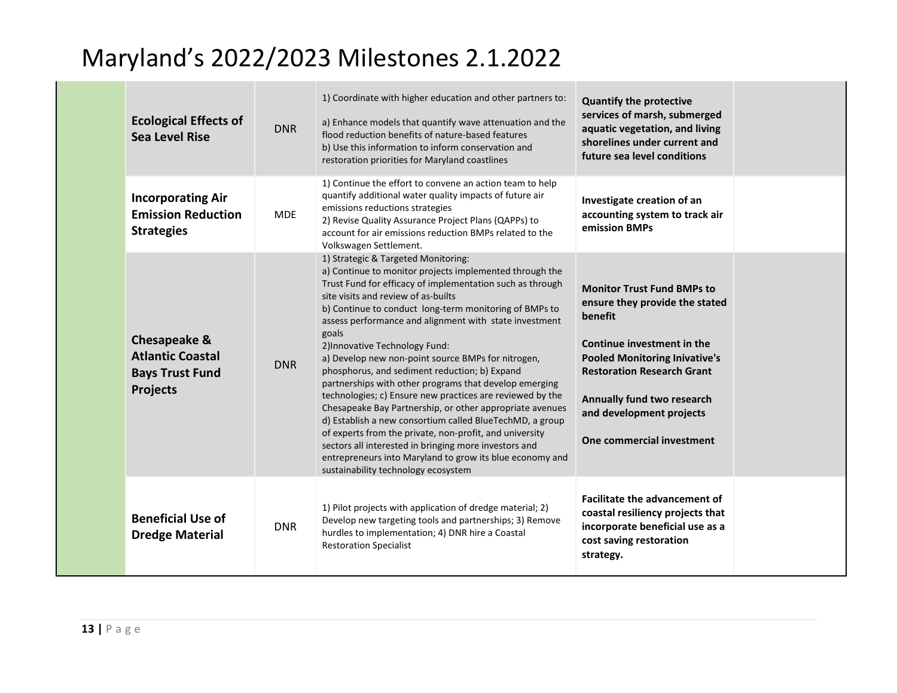# Maryland's 2022/2023 Milestones 2.1.2022

| | | | | | |
|---|---|---|---|---|---|
| | **Ecological Effects of Sea Level Rise** | DNR | 1) Coordinate with higher education and other partners to:<br><br>a) Enhance models that quantify wave attenuation and the flood reduction benefits of nature-based features<br>b) Use this information to inform conservation and restoration priorities for Maryland coastlines | **Quantify the protective services of marsh, submerged aquatic vegetation, and living shorelines under current and future sea level conditions** | |
| | **Incorporating Air Emission Reduction Strategies** | MDE | 1) Continue the effort to convene an action team to help quantify additional water quality impacts of future air emissions reductions strategies<br>2) Revise Quality Assurance Project Plans (QAPPs) to account for air emissions reduction BMPs related to the Volkswagen Settlement. | **Investigate creation of an accounting system to track air emission BMPs** | |
| | **Chesapeake & Atlantic Coastal Bays Trust Fund Projects** | DNR | 1) Strategic & Targeted Monitoring:<br>a) Continue to monitor projects implemented through the Trust Fund for efficacy of implementation such as through site visits and review of as-builts<br>b) Continue to conduct long-term monitoring of BMPs to assess performance and alignment with state investment goals<br>2)Innovative Technology Fund:<br>a) Develop new non-point source BMPs for nitrogen, phosphorus, and sediment reduction; b) Expand partnerships with other programs that develop emerging technologies; c) Ensure new practices are reviewed by the Chesapeake Bay Partnership, or other appropriate avenues d) Establish a new consortium called BlueTechMD, a group of experts from the private, non-profit, and university sectors all interested in bringing more investors and entrepreneurs into Maryland to grow its blue economy and sustainability technology ecosystem | **Monitor Trust Fund BMPs to ensure they provide the stated benefit**<br><br>**Continue investment in the Pooled Monitoring Inivative's Restoration Research Grant**<br><br>**Annually fund two research and development projects**<br><br>**One commercial investment** | |
| | **Beneficial Use of Dredge Material** | DNR | 1) Pilot projects with application of dredge material; 2) Develop new targeting tools and partnerships; 3) Remove hurdles to implementation; 4) DNR hire a Coastal Restoration Specialist | **Facilitate the advancement of coastal resiliency projects that incorporate beneficial use as a cost saving restoration strategy.** | |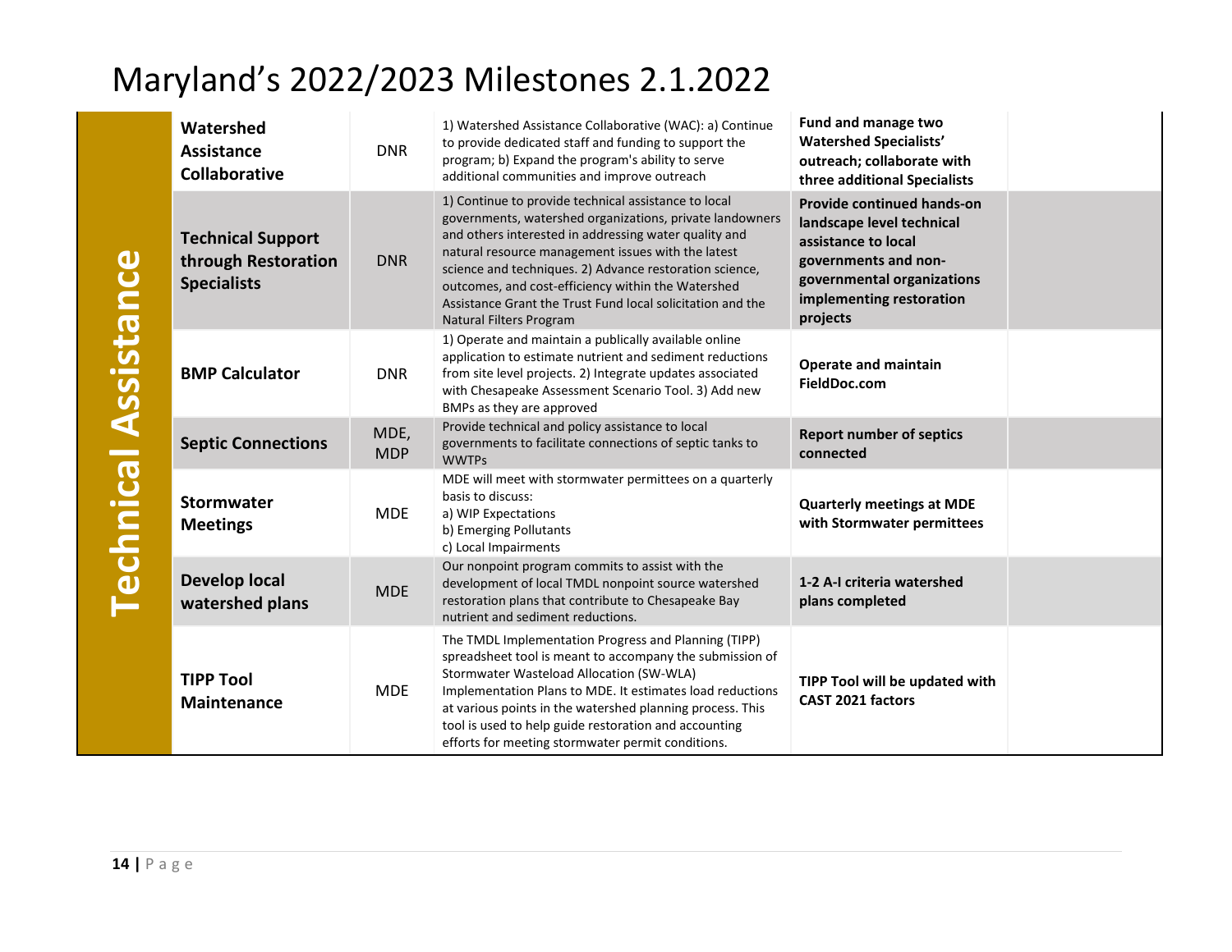# Maryland's 2022/2023 Milestones 2.1.2022

| | | | | | |
|---|---|---|---|---|---|
| Technical Assistance | **Watershed Assistance Collaborative** | DNR | 1) Watershed Assistance Collaborative (WAC): a) Continue to provide dedicated staff and funding to support the program; b) Expand the program's ability to serve additional communities and improve outreach | **Fund and manage two Watershed Specialists' outreach; collaborate with three additional Specialists** | |
| | **Technical Support through Restoration Specialists** | DNR | 1) Continue to provide technical assistance to local governments, watershed organizations, private landowners and others interested in addressing water quality and natural resource management issues with the latest science and techniques. 2) Advance restoration science, outcomes, and cost-efficiency within the Watershed Assistance Grant the Trust Fund local solicitation and the Natural Filters Program | **Provide continued hands-on landscape level technical assistance to local governments and non-governmental organizations implementing restoration projects** | |
| | **BMP Calculator** | DNR | 1) Operate and maintain a publically available online application to estimate nutrient and sediment reductions from site level projects. 2) Integrate updates associated with Chesapeake Assessment Scenario Tool. 3) Add new BMPs as they are approved | **Operate and maintain FieldDoc.com** | |
| | **Septic Connections** | MDE, MDP | Provide technical and policy assistance to local governments to facilitate connections of septic tanks to WWTPs | **Report number of septics connected** | |
| | **Stormwater Meetings** | MDE | MDE will meet with stormwater permittees on a quarterly basis to discuss:<br>a) WIP Expectations<br>b) Emerging Pollutants<br>c) Local Impairments | **Quarterly meetings at MDE with Stormwater permittees** | |
| | **Develop local watershed plans** | MDE | Our nonpoint program commits to assist with the development of local TMDL nonpoint source watershed restoration plans that contribute to Chesapeake Bay nutrient and sediment reductions. | **1-2 A-I criteria watershed plans completed** | |
| | **TIPP Tool Maintenance** | MDE | The TMDL Implementation Progress and Planning (TIPP) spreadsheet tool is meant to accompany the submission of Stormwater Wasteload Allocation (SW-WLA) Implementation Plans to MDE. It estimates load reductions at various points in the watershed planning process. This tool is used to help guide restoration and accounting efforts for meeting stormwater permit conditions. | **TIPP Tool will be updated with CAST 2021 factors** | |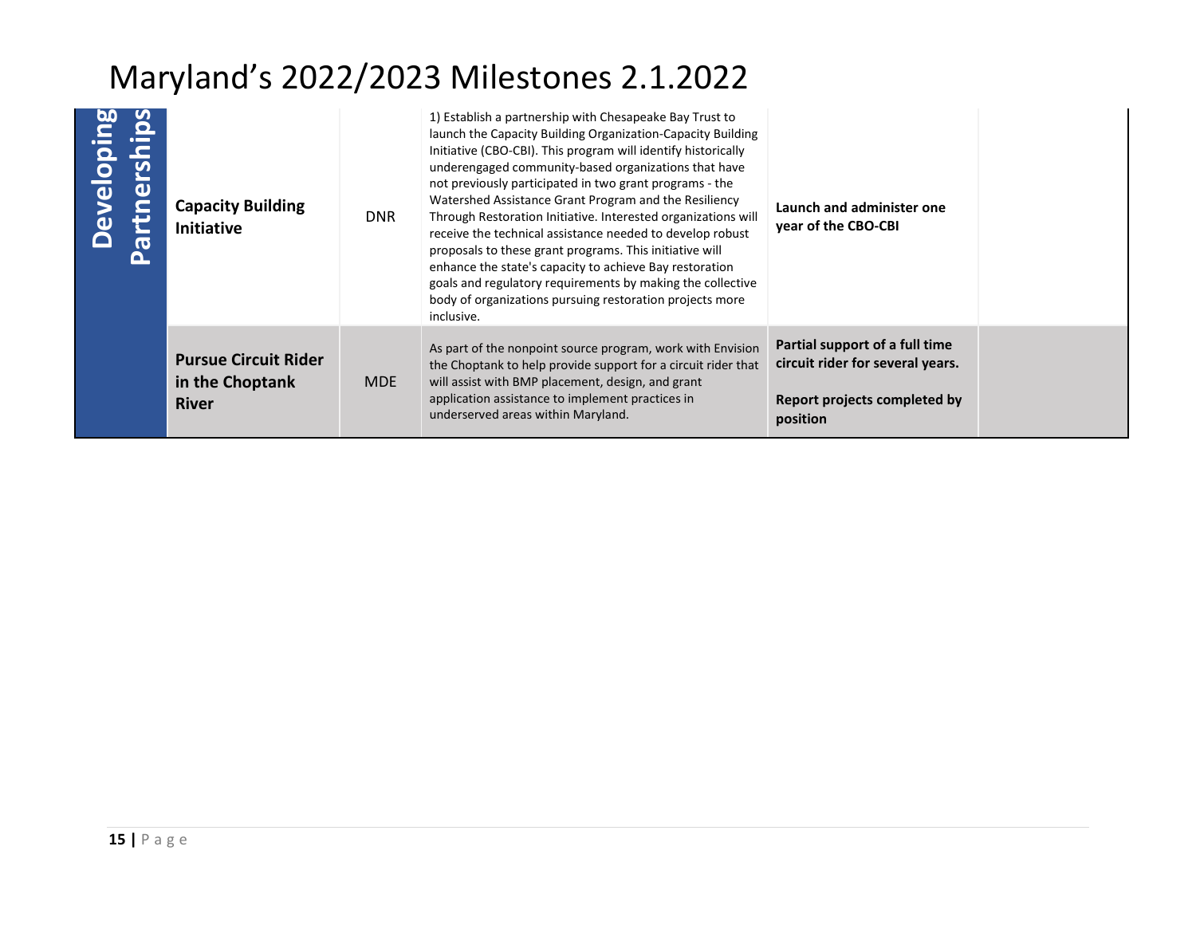# Maryland's 2022/2023 Milestones 2.1.2022

| | | | | | |
|---|---|---|---|---|---|
| **Developing Partnerships** | **Capacity Building Initiative** | DNR | 1) Establish a partnership with Chesapeake Bay Trust to launch the Capacity Building Organization-Capacity Building Initiative (CBO-CBI). This program will identify historically underengaged community-based organizations that have not previously participated in two grant programs - the Watershed Assistance Grant Program and the Resiliency Through Restoration Initiative. Interested organizations will receive the technical assistance needed to develop robust proposals to these grant programs. This initiative will enhance the state's capacity to achieve Bay restoration goals and regulatory requirements by making the collective body of organizations pursuing restoration projects more inclusive. | **Launch and administer one year of the CBO-CBI** | |
| | **Pursue Circuit Rider in the Choptank River** | MDE | As part of the nonpoint source program, work with Envision the Choptank to help provide support for a circuit rider that will assist with BMP placement, design, and grant application assistance to implement practices in underserved areas within Maryland. | **Partial support of a full time circuit rider for several years.**<br><br>**Report projects completed by position** | |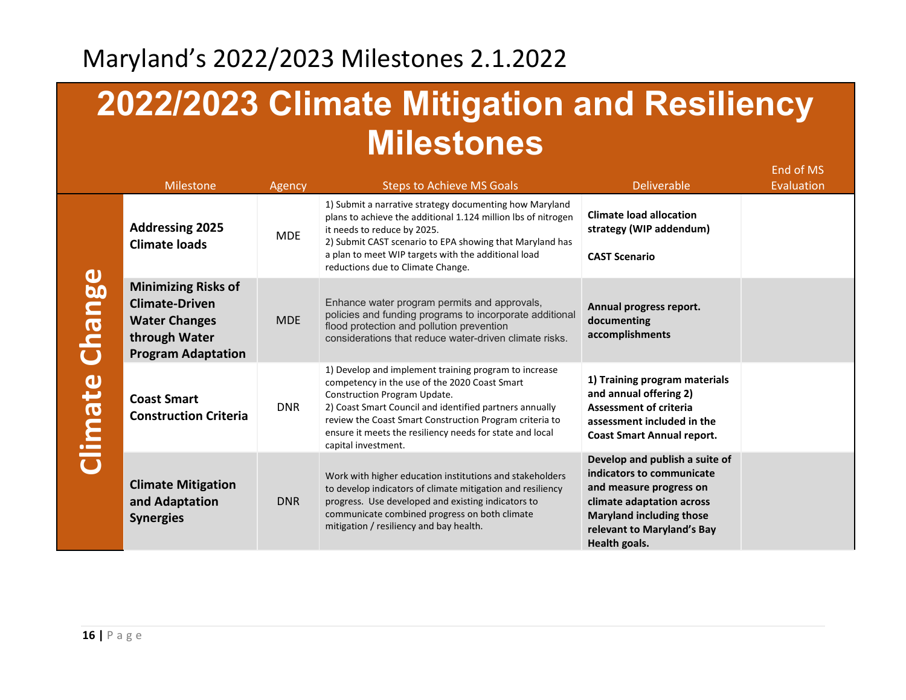# Maryland's 2022/2023 Milestones 2.1.2022

## 2022/2023 Climate Mitigation and Resiliency Milestones

| | Milestone | Agency | Steps to Achieve MS Goals | Deliverable | End of MS Evaluation |
|---|---|---|---|---|---|
| Climate Change | **Addressing 2025 Climate loads** | MDE | 1) Submit a narrative strategy documenting how Maryland plans to achieve the additional 1.124 million lbs of nitrogen it needs to reduce by 2025.<br>2) Submit CAST scenario to EPA showing that Maryland has a plan to meet WIP targets with the additional load reductions due to Climate Change. | **Climate load allocation strategy (WIP addendum)**<br><br>**CAST Scenario** | |
| Climate Change | **Minimizing Risks of Climate-Driven Water Changes through Water Program Adaptation** | MDE | Enhance water program permits and approvals, policies and funding programs to incorporate additional flood protection and pollution prevention considerations that reduce water-driven climate risks. | **Annual progress report. documenting accomplishments** | |
| Climate Change | **Coast Smart Construction Criteria** | DNR | 1) Develop and implement training program to increase competency in the use of the 2020 Coast Smart Construction Program Update.<br>2) Coast Smart Council and identified partners annually review the Coast Smart Construction Program criteria to ensure it meets the resiliency needs for state and local capital investment. | **1) Training program materials and annual offering 2) Assessment of criteria assessment included in the Coast Smart Annual report.** | |
| Climate Change | **Climate Mitigation and Adaptation Synergies** | DNR | Work with higher education institutions and stakeholders to develop indicators of climate mitigation and resiliency progress. Use developed and existing indicators to communicate combined progress on both climate mitigation / resiliency and bay health. | **Develop and publish a suite of indicators to communicate and measure progress on climate adaptation across Maryland including those relevant to Maryland's Bay Health goals.** | |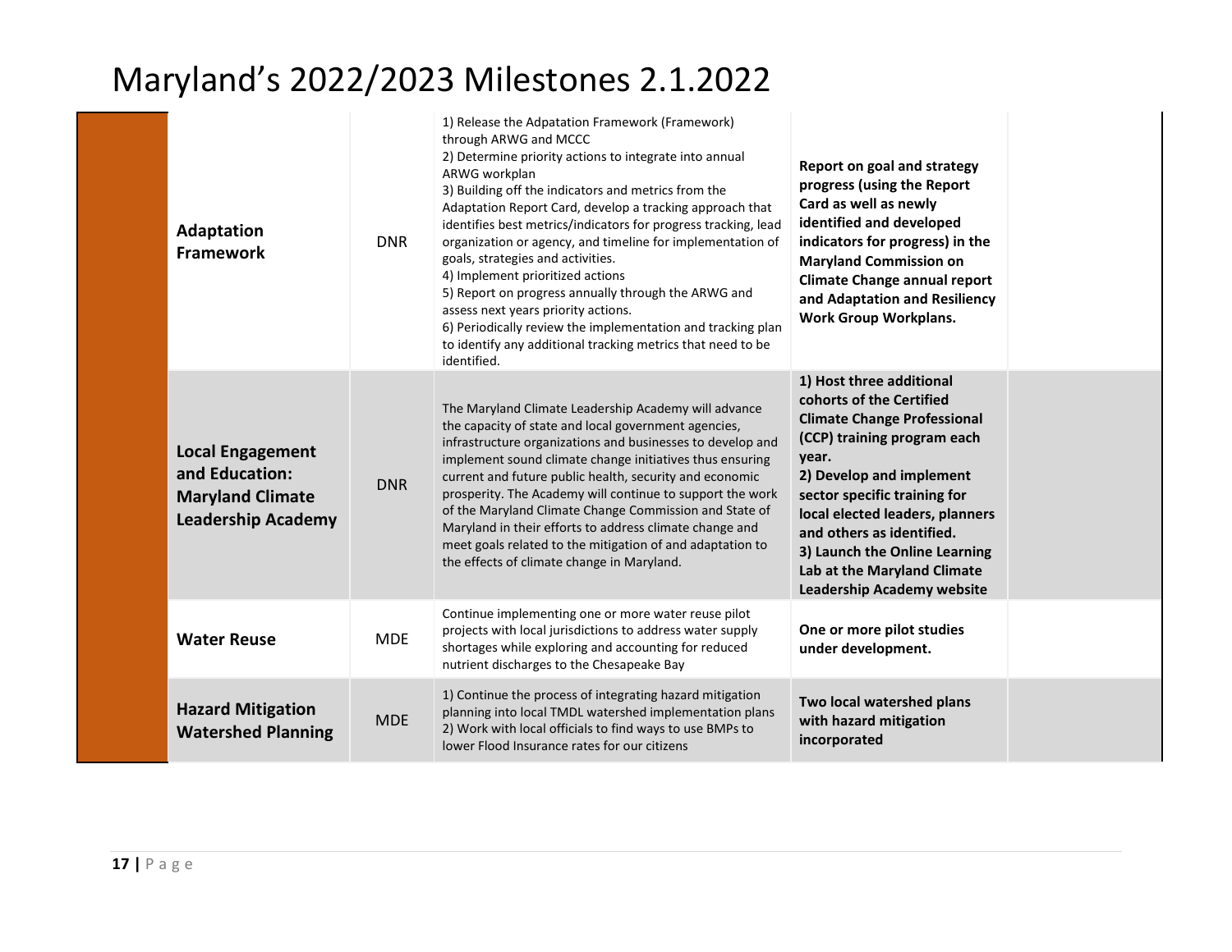# Maryland's 2022/2023 Milestones 2.1.2022

| | | | | | |
|---|---|---|---|---|---|
| | **Adaptation Framework** | DNR | 1) Release the Adpatation Framework (Framework) through ARWG and MCCC<br>2) Determine priority actions to integrate into annual ARWG workplan<br>3) Building off the indicators and metrics from the Adaptation Report Card, develop a tracking approach that identifies best metrics/indicators for progress tracking, lead organization or agency, and timeline for implementation of goals, strategies and activities.<br>4) Implement prioritized actions<br>5) Report on progress annually through the ARWG and assess next years priority actions.<br>6) Periodically review the implementation and tracking plan to identify any additional tracking metrics that need to be identified. | **Report on goal and strategy progress (using the Report Card as well as newly identified and developed indicators for progress) in the Maryland Commission on Climate Change annual report and Adaptation and Resiliency Work Group Workplans.** | |
| | **Local Engagement and Education: Maryland Climate Leadership Academy** | DNR | The Maryland Climate Leadership Academy will advance the capacity of state and local government agencies, infrastructure organizations and businesses to develop and implement sound climate change initiatives thus ensuring current and future public health, security and economic prosperity. The Academy will continue to support the work of the Maryland Climate Change Commission and State of Maryland in their efforts to address climate change and meet goals related to the mitigation of and adaptation to the effects of climate change in Maryland. | **1) Host three additional cohorts of the Certified Climate Change Professional (CCP) training program each year.<br>2) Develop and implement sector specific training for local elected leaders, planners and others as identified.<br>3) Launch the Online Learning Lab at the Maryland Climate Leadership Academy website** | |
| | **Water Reuse** | MDE | Continue implementing one or more water reuse pilot projects with local jurisdictions to address water supply shortages while exploring and accounting for reduced nutrient discharges to the Chesapeake Bay | **One or more pilot studies under development.** | |
| | **Hazard Mitigation Watershed Planning** | MDE | 1) Continue the process of integrating hazard mitigation planning into local TMDL watershed implementation plans<br>2) Work with local officials to find ways to use BMPs to lower Flood Insurance rates for our citizens | **Two local watershed plans with hazard mitigation incorporated** | |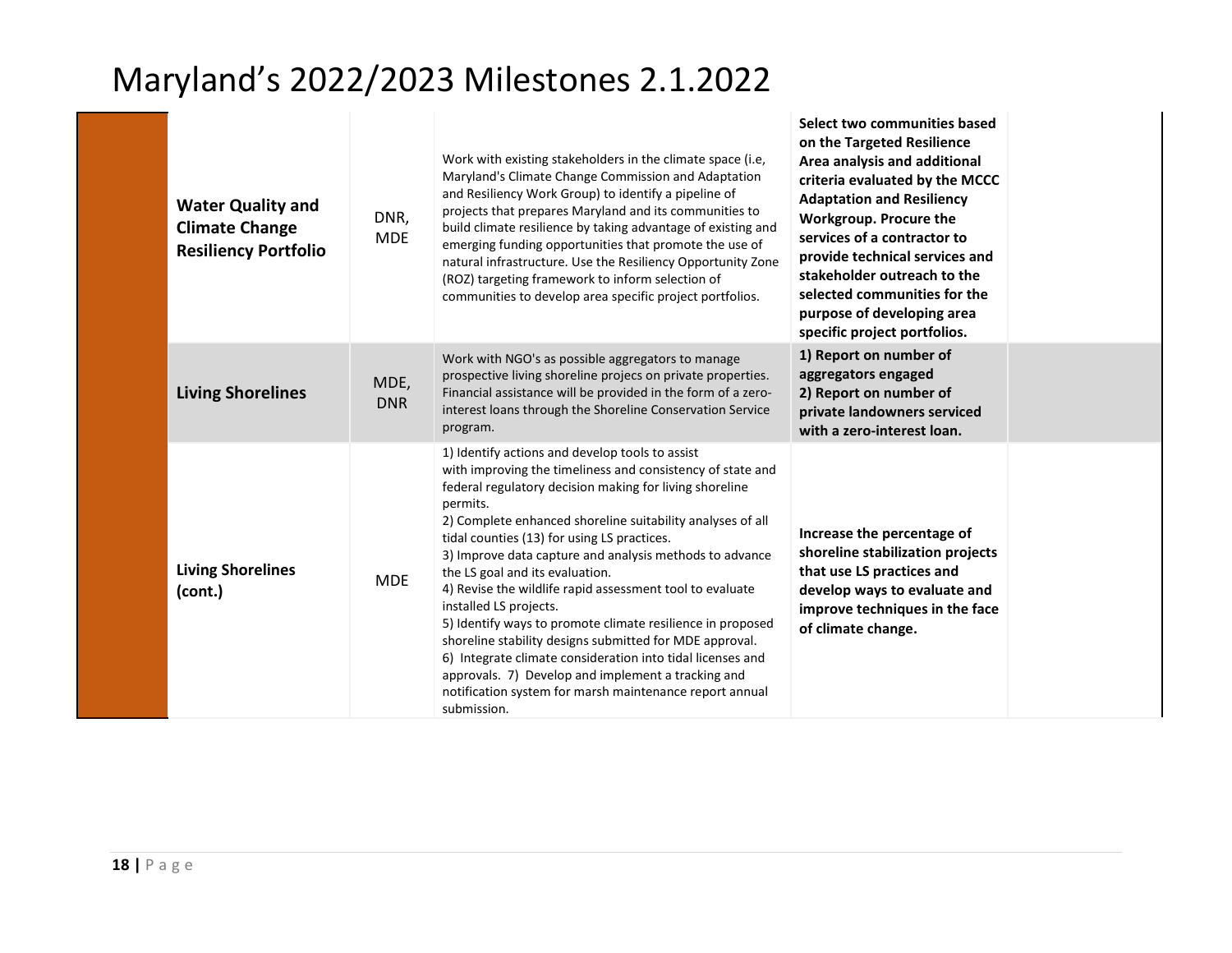# Maryland's 2022/2023 Milestones 2.1.2022

| | | | | | |
|---|---|---|---|---|---|
| | **Water Quality and Climate Change Resiliency Portfolio** | DNR, MDE | Work with existing stakeholders in the climate space (i.e, Maryland's Climate Change Commission and Adaptation and Resiliency Work Group) to identify a pipeline of projects that prepares Maryland and its communities to build climate resilience by taking advantage of existing and emerging funding opportunities that promote the use of natural infrastructure. Use the Resiliency Opportunity Zone (ROZ) targeting framework to inform selection of communities to develop area specific project portfolios. | **Select two communities based on the Targeted Resilience Area analysis and additional criteria evaluated by the MCCC Adaptation and Resiliency Workgroup. Procure the services of a contractor to provide technical services and stakeholder outreach to the selected communities for the purpose of developing area specific project portfolios.** | |
| | **Living Shorelines** | MDE, DNR | Work with NGO's as possible aggregators to manage prospective living shoreline projecs on private properties. Financial assistance will be provided in the form of a zero-interest loans through the Shoreline Conservation Service program. | **1) Report on number of aggregators engaged 2) Report on number of private landowners serviced with a zero-interest loan.** | |
| | **Living Shorelines (cont.)** | MDE | 1) Identify actions and develop tools to assist with improving the timeliness and consistency of state and federal regulatory decision making for living shoreline permits. 2) Complete enhanced shoreline suitability analyses of all tidal counties (13) for using LS practices. 3) Improve data capture and analysis methods to advance the LS goal and its evaluation. 4) Revise the wildlife rapid assessment tool to evaluate installed LS projects. 5) Identify ways to promote climate resilience in proposed shoreline stability designs submitted for MDE approval. 6) Integrate climate consideration into tidal licenses and approvals. 7) Develop and implement a tracking and notification system for marsh maintenance report annual submission. | **Increase the percentage of shoreline stabilization projects that use LS practices and develop ways to evaluate and improve techniques in the face of climate change.** | |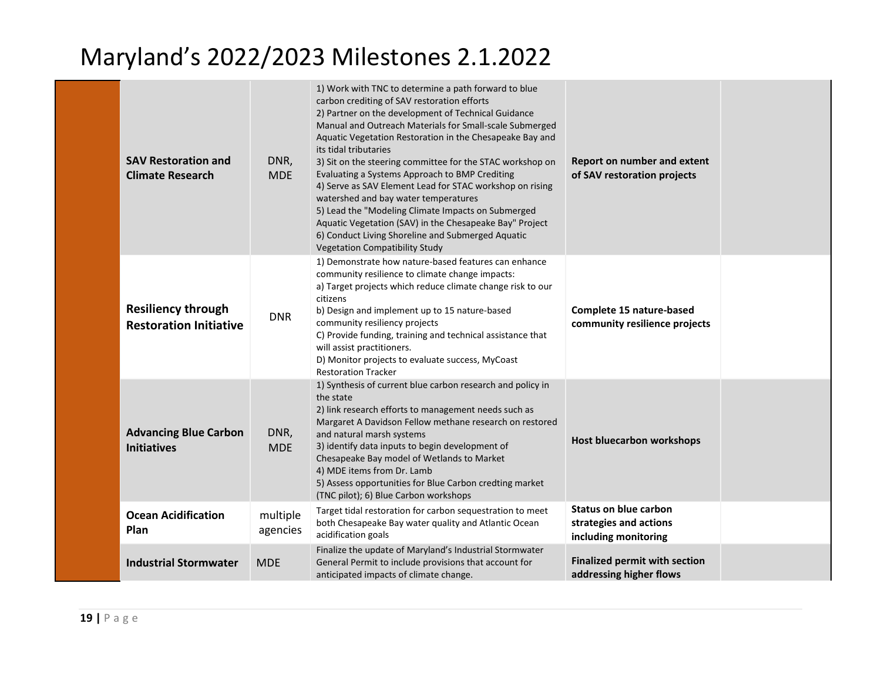# Maryland's 2022/2023 Milestones 2.1.2022

| | | | | | |
|---|---|---|---|---|---|
| | **SAV Restoration and Climate Research** | DNR, MDE | 1) Work with TNC to determine a path forward to blue carbon crediting of SAV restoration efforts<br>2) Partner on the development of Technical Guidance Manual and Outreach Materials for Small-scale Submerged Aquatic Vegetation Restoration in the Chesapeake Bay and its tidal tributaries<br>3) Sit on the steering committee for the STAC workshop on Evaluating a Systems Approach to BMP Crediting<br>4) Serve as SAV Element Lead for STAC workshop on rising watershed and bay water temperatures<br>5) Lead the "Modeling Climate Impacts on Submerged Aquatic Vegetation (SAV) in the Chesapeake Bay" Project<br>6) Conduct Living Shoreline and Submerged Aquatic Vegetation Compatibility Study | **Report on number and extent of SAV restoration projects** | |
| | **Resiliency through Restoration Initiative** | DNR | 1) Demonstrate how nature-based features can enhance community resilience to climate change impacts:<br>a) Target projects which reduce climate change risk to our citizens<br>b) Design and implement up to 15 nature-based community resiliency projects<br>C) Provide funding, training and technical assistance that will assist practitioners.<br>D) Monitor projects to evaluate success, MyCoast Restoration Tracker | **Complete 15 nature-based community resilience projects** | |
| | **Advancing Blue Carbon Initiatives** | DNR, MDE | 1) Synthesis of current blue carbon research and policy in the state<br>2) link research efforts to management needs such as Margaret A Davidson Fellow methane research on restored and natural marsh systems<br>3) identify data inputs to begin development of Chesapeake Bay model of Wetlands to Market<br>4) MDE items from Dr. Lamb<br>5) Assess opportunities for Blue Carbon credting market (TNC pilot); 6) Blue Carbon workshops | **Host bluecarbon workshops** | |
| | **Ocean Acidification Plan** | multiple agencies | Target tidal restoration for carbon sequestration to meet both Chesapeake Bay water quality and Atlantic Ocean acidification goals | **Status on blue carbon strategies and actions including monitoring** | |
| | **Industrial Stormwater** | MDE | Finalize the update of Maryland's Industrial Stormwater General Permit to include provisions that account for anticipated impacts of climate change. | **Finalized permit with section addressing higher flows** | |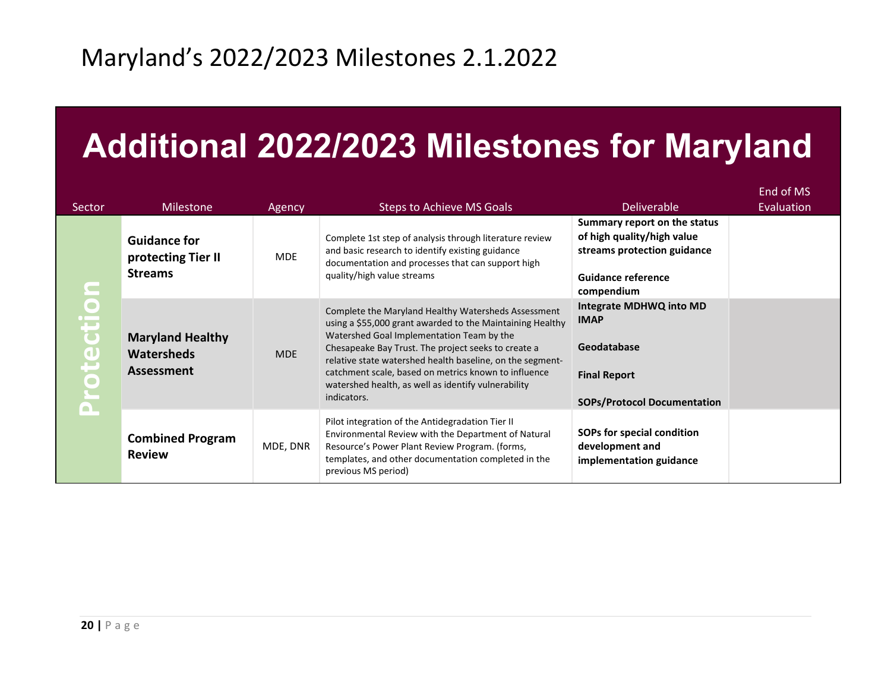# Maryland's 2022/2023 Milestones 2.1.2022

## Additional 2022/2023 Milestones for Maryland

| Sector | Milestone | Agency | Steps to Achieve MS Goals | Deliverable | End of MS Evaluation |
|---|---|---|---|---|---|
| Protection | **Guidance for protecting Tier II Streams** | MDE | Complete 1st step of analysis through literature review and basic research to identify existing guidance documentation and processes that can support high quality/high value streams | **Summary report on the status of high quality/high value streams protection guidance**<br><br>**Guidance reference compendium** | |
| | **Maryland Healthy Watersheds Assessment** | MDE | Complete the Maryland Healthy Watersheds Assessment using a $55,000 grant awarded to the Maintaining Healthy Watershed Goal Implementation Team by the Chesapeake Bay Trust. The project seeks to create a relative state watershed health baseline, on the segment-catchment scale, based on metrics known to influence watershed health, as well as identify vulnerability indicators. | **Integrate MDHWQ into MD IMAP**<br><br>**Geodatabase**<br><br>**Final Report**<br><br>**SOPs/Protocol Documentation** | |
| | **Combined Program Review** | MDE, DNR | Pilot integration of the Antidegradation Tier II Environmental Review with the Department of Natural Resource's Power Plant Review Program. (forms, templates, and other documentation completed in the previous MS period) | **SOPs for special condition development and implementation guidance** | |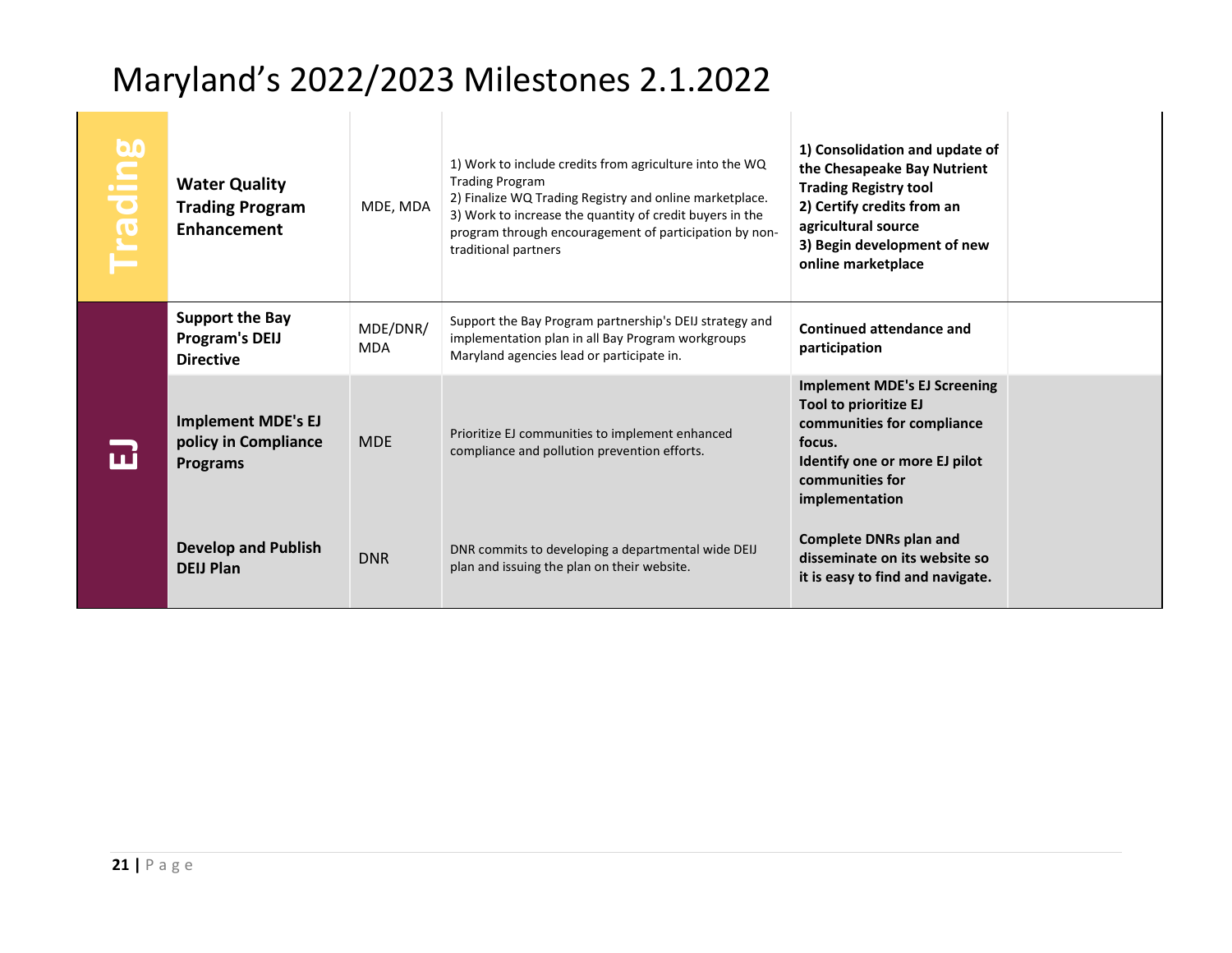# Maryland's 2022/2023 Milestones 2.1.2022

| | | | | | |
|---|---|---|---|---|---|
| Trading | **Water Quality Trading Program Enhancement** | MDE, MDA | 1) Work to include credits from agriculture into the WQ Trading Program<br>2) Finalize WQ Trading Registry and online marketplace.<br>3) Work to increase the quantity of credit buyers in the program through encouragement of participation by non-traditional partners | **1) Consolidation and update of the Chesapeake Bay Nutrient Trading Registry tool<br>2) Certify credits from an agricultural source<br>3) Begin development of new online marketplace** | |
| EJ | **Support the Bay Program's DEIJ Directive** | MDE/DNR/ MDA | Support the Bay Program partnership's DEIJ strategy and implementation plan in all Bay Program workgroups Maryland agencies lead or participate in. | **Continued attendance and participation** | |
| EJ | **Implement MDE's EJ policy in Compliance Programs** | MDE | Prioritize EJ communities to implement enhanced compliance and pollution prevention efforts. | **Implement MDE's EJ Screening Tool to prioritize EJ communities for compliance focus.<br>Identify one or more EJ pilot communities for implementation** | |
| EJ | **Develop and Publish DEIJ Plan** | DNR | DNR commits to developing a departmental wide DEIJ plan and issuing the plan on their website. | **Complete DNRs plan and disseminate on its website so it is easy to find and navigate.** | |